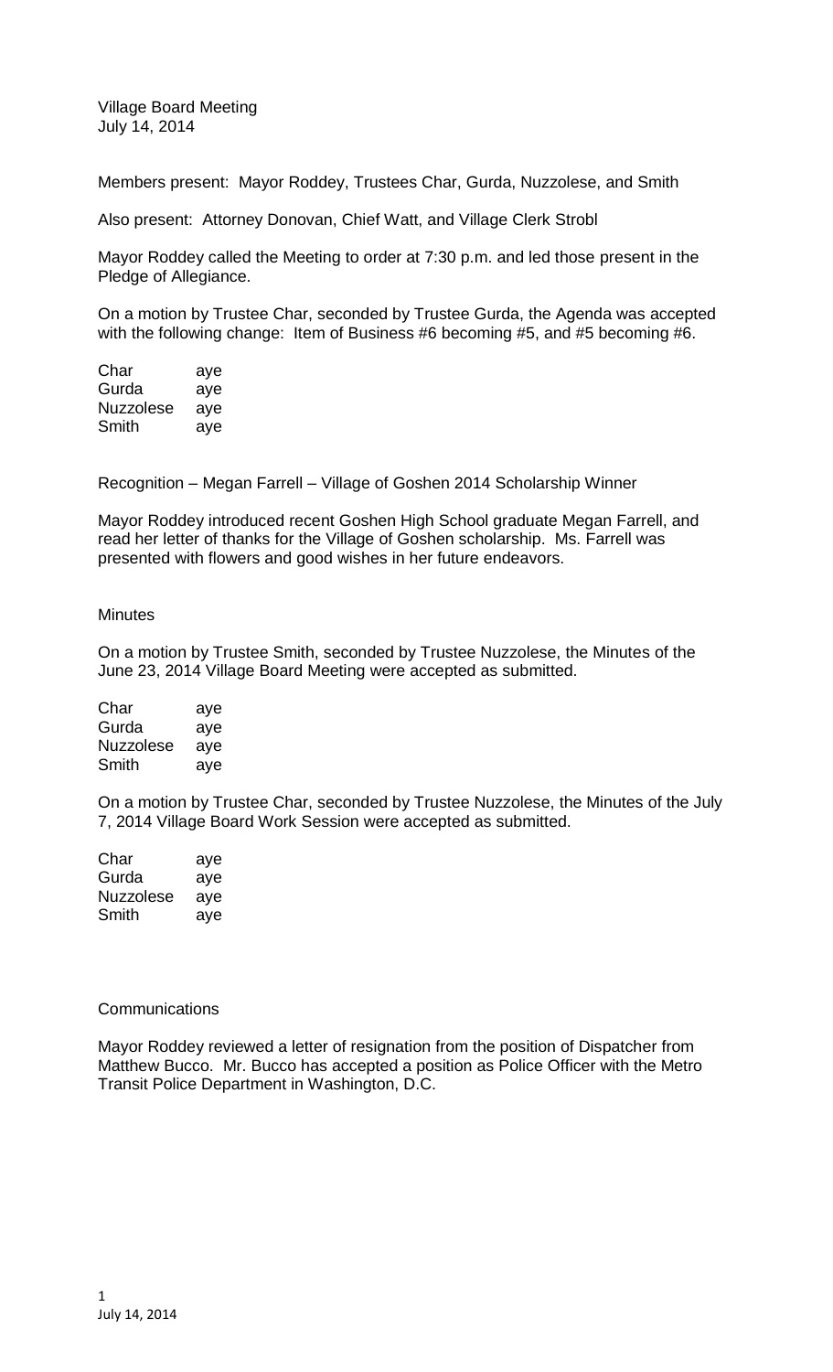Village Board Meeting
July 14, 2014

Members present: Mayor Roddey, Trustees Char, Gurda, Nuzzolese, and Smith

Also present: Attorney Donovan, Chief Watt, and Village Clerk Strobl

Mayor Roddey called the Meeting to order at 7:30 p.m. and led those present in the Pledge of Allegiance.

On a motion by Trustee Char, seconded by Trustee Gurda, the Agenda was accepted with the following change: Item of Business #6 becoming #5, and #5 becoming #6.

| | |
|---|---|
| Char | aye |
| Gurda | aye |
| Nuzzolese | aye |
| Smith | aye |

Recognition – Megan Farrell – Village of Goshen 2014 Scholarship Winner

Mayor Roddey introduced recent Goshen High School graduate Megan Farrell, and read her letter of thanks for the Village of Goshen scholarship. Ms. Farrell was presented with flowers and good wishes in her future endeavors.

Minutes

On a motion by Trustee Smith, seconded by Trustee Nuzzolese, the Minutes of the June 23, 2014 Village Board Meeting were accepted as submitted.

| | |
|---|---|
| Char | aye |
| Gurda | aye |
| Nuzzolese | aye |
| Smith | aye |

On a motion by Trustee Char, seconded by Trustee Nuzzolese, the Minutes of the July 7, 2014 Village Board Work Session were accepted as submitted.

| | |
|---|---|
| Char | aye |
| Gurda | aye |
| Nuzzolese | aye |
| Smith | aye |

Communications

Mayor Roddey reviewed a letter of resignation from the position of Dispatcher from Matthew Bucco. Mr. Bucco has accepted a position as Police Officer with the Metro Transit Police Department in Washington, D.C.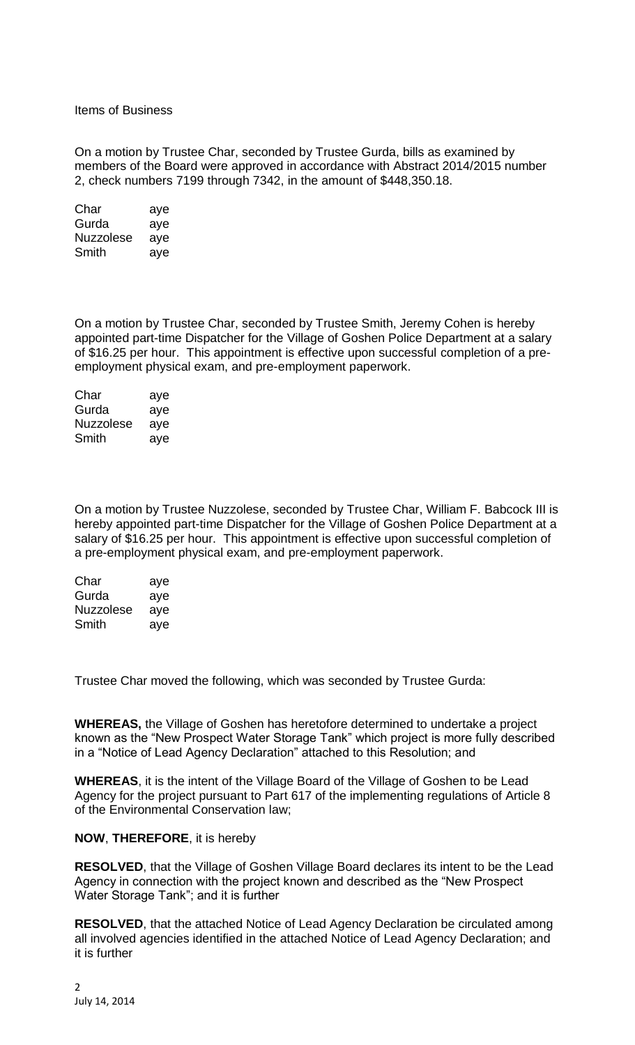Items of Business

On a motion by Trustee Char, seconded by Trustee Gurda, bills as examined by members of the Board were approved in accordance with Abstract 2014/2015 number 2, check numbers 7199 through 7342, in the amount of $448,350.18.

Char aye
Gurda aye
Nuzzolese aye
Smith aye

On a motion by Trustee Char, seconded by Trustee Smith, Jeremy Cohen is hereby appointed part-time Dispatcher for the Village of Goshen Police Department at a salary of $16.25 per hour. This appointment is effective upon successful completion of a pre-employment physical exam, and pre-employment paperwork.

Char aye
Gurda aye
Nuzzolese aye
Smith aye

On a motion by Trustee Nuzzolese, seconded by Trustee Char, William F. Babcock III is hereby appointed part-time Dispatcher for the Village of Goshen Police Department at a salary of $16.25 per hour. This appointment is effective upon successful completion of a pre-employment physical exam, and pre-employment paperwork.

Char aye
Gurda aye
Nuzzolese aye
Smith aye

Trustee Char moved the following, which was seconded by Trustee Gurda:

**WHEREAS,** the Village of Goshen has heretofore determined to undertake a project known as the "New Prospect Water Storage Tank" which project is more fully described in a "Notice of Lead Agency Declaration" attached to this Resolution; and

**WHEREAS**, it is the intent of the Village Board of the Village of Goshen to be Lead Agency for the project pursuant to Part 617 of the implementing regulations of Article 8 of the Environmental Conservation law;

**NOW**, **THEREFORE**, it is hereby

**RESOLVED**, that the Village of Goshen Village Board declares its intent to be the Lead Agency in connection with the project known and described as the "New Prospect Water Storage Tank"; and it is further

**RESOLVED**, that the attached Notice of Lead Agency Declaration be circulated among all involved agencies identified in the attached Notice of Lead Agency Declaration; and it is further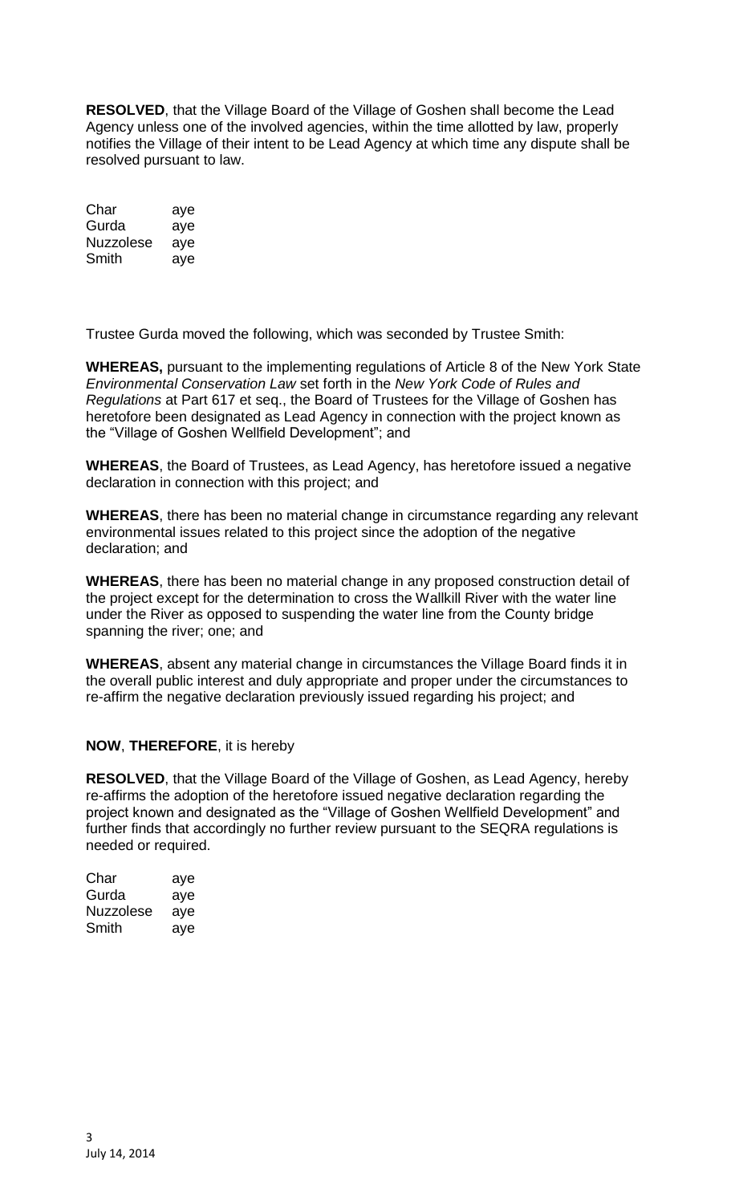**RESOLVED**, that the Village Board of the Village of Goshen shall become the Lead Agency unless one of the involved agencies, within the time allotted by law, properly notifies the Village of their intent to be Lead Agency at which time any dispute shall be resolved pursuant to law.

| | |
|---|---|
| Char | aye |
| Gurda | aye |
| Nuzzolese | aye |
| Smith | aye |

Trustee Gurda moved the following, which was seconded by Trustee Smith:

**WHEREAS,** pursuant to the implementing regulations of Article 8 of the New York State *Environmental Conservation Law* set forth in the *New York Code of Rules and Regulations* at Part 617 et seq., the Board of Trustees for the Village of Goshen has heretofore been designated as Lead Agency in connection with the project known as the "Village of Goshen Wellfield Development"; and

**WHEREAS**, the Board of Trustees, as Lead Agency, has heretofore issued a negative declaration in connection with this project; and

**WHEREAS**, there has been no material change in circumstance regarding any relevant environmental issues related to this project since the adoption of the negative declaration; and

**WHEREAS**, there has been no material change in any proposed construction detail of the project except for the determination to cross the Wallkill River with the water line under the River as opposed to suspending the water line from the County bridge spanning the river; one; and

**WHEREAS**, absent any material change in circumstances the Village Board finds it in the overall public interest and duly appropriate and proper under the circumstances to re-affirm the negative declaration previously issued regarding his project; and

**NOW**, **THEREFORE**, it is hereby

**RESOLVED**, that the Village Board of the Village of Goshen, as Lead Agency, hereby re-affirms the adoption of the heretofore issued negative declaration regarding the project known and designated as the "Village of Goshen Wellfield Development" and further finds that accordingly no further review pursuant to the SEQRA regulations is needed or required.

| | |
|---|---|
| Char | aye |
| Gurda | aye |
| Nuzzolese | aye |
| Smith | aye |

July 14, 2014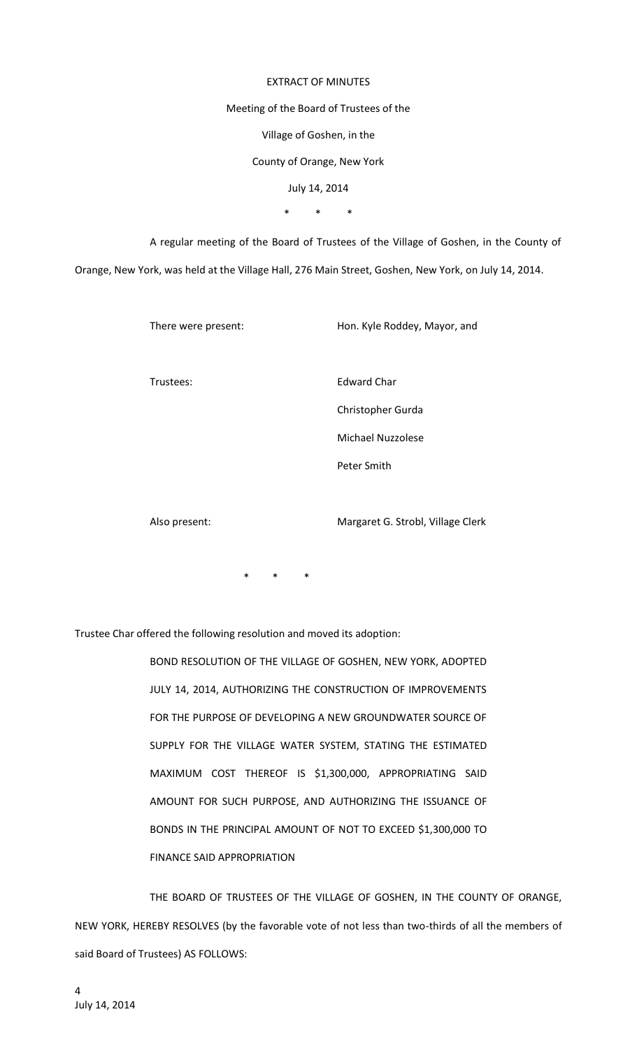EXTRACT OF MINUTES

Meeting of the Board of Trustees of the

Village of Goshen, in the

County of Orange, New York

July 14, 2014

\* \* \*

A regular meeting of the Board of Trustees of the Village of Goshen, in the County of Orange, New York, was held at the Village Hall, 276 Main Street, Goshen, New York, on July 14, 2014.

| | |
|---|---|
| There were present: | Hon. Kyle Roddey, Mayor, and |
| Trustees: | Edward Char |
| | Christopher Gurda |
| | Michael Nuzzolese |
| | Peter Smith |
| Also present: | Margaret G. Strobl, Village Clerk |

\* \* \*

Trustee Char offered the following resolution and moved its adoption:

BOND RESOLUTION OF THE VILLAGE OF GOSHEN, NEW YORK, ADOPTED JULY 14, 2014, AUTHORIZING THE CONSTRUCTION OF IMPROVEMENTS FOR THE PURPOSE OF DEVELOPING A NEW GROUNDWATER SOURCE OF SUPPLY FOR THE VILLAGE WATER SYSTEM, STATING THE ESTIMATED MAXIMUM COST THEREOF IS $1,300,000, APPROPRIATING SAID AMOUNT FOR SUCH PURPOSE, AND AUTHORIZING THE ISSUANCE OF BONDS IN THE PRINCIPAL AMOUNT OF NOT TO EXCEED $1,300,000 TO FINANCE SAID APPROPRIATION

THE BOARD OF TRUSTEES OF THE VILLAGE OF GOSHEN, IN THE COUNTY OF ORANGE, NEW YORK, HEREBY RESOLVES (by the favorable vote of not less than two-thirds of all the members of said Board of Trustees) AS FOLLOWS: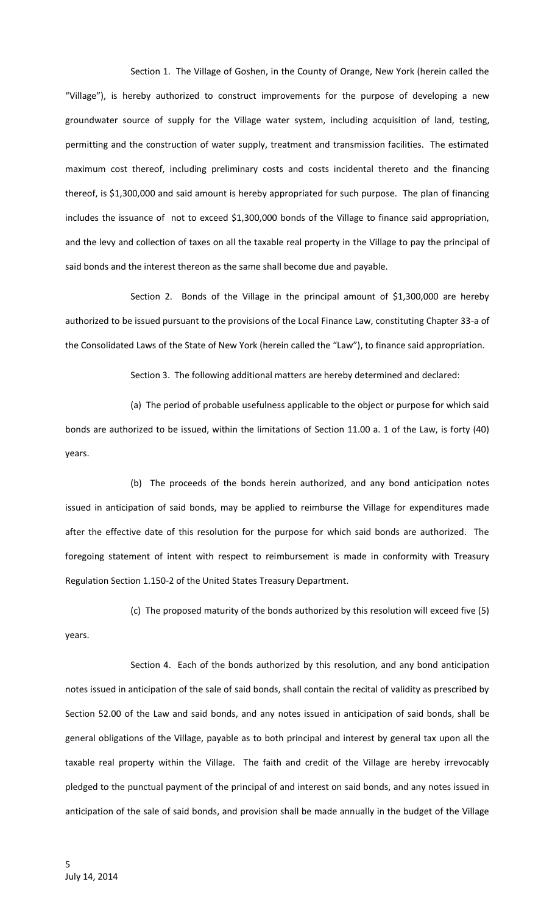Section 1. The Village of Goshen, in the County of Orange, New York (herein called the "Village"), is hereby authorized to construct improvements for the purpose of developing a new groundwater source of supply for the Village water system, including acquisition of land, testing, permitting and the construction of water supply, treatment and transmission facilities. The estimated maximum cost thereof, including preliminary costs and costs incidental thereto and the financing thereof, is $1,300,000 and said amount is hereby appropriated for such purpose. The plan of financing includes the issuance of not to exceed $1,300,000 bonds of the Village to finance said appropriation, and the levy and collection of taxes on all the taxable real property in the Village to pay the principal of said bonds and the interest thereon as the same shall become due and payable.

Section 2. Bonds of the Village in the principal amount of $1,300,000 are hereby authorized to be issued pursuant to the provisions of the Local Finance Law, constituting Chapter 33-a of the Consolidated Laws of the State of New York (herein called the "Law"), to finance said appropriation.

Section 3. The following additional matters are hereby determined and declared:

(a) The period of probable usefulness applicable to the object or purpose for which said bonds are authorized to be issued, within the limitations of Section 11.00 a. 1 of the Law, is forty (40) years.

(b) The proceeds of the bonds herein authorized, and any bond anticipation notes issued in anticipation of said bonds, may be applied to reimburse the Village for expenditures made after the effective date of this resolution for the purpose for which said bonds are authorized. The foregoing statement of intent with respect to reimbursement is made in conformity with Treasury Regulation Section 1.150-2 of the United States Treasury Department.

(c) The proposed maturity of the bonds authorized by this resolution will exceed five (5) years.

Section 4. Each of the bonds authorized by this resolution, and any bond anticipation notes issued in anticipation of the sale of said bonds, shall contain the recital of validity as prescribed by Section 52.00 of the Law and said bonds, and any notes issued in anticipation of said bonds, shall be general obligations of the Village, payable as to both principal and interest by general tax upon all the taxable real property within the Village. The faith and credit of the Village are hereby irrevocably pledged to the punctual payment of the principal of and interest on said bonds, and any notes issued in anticipation of the sale of said bonds, and provision shall be made annually in the budget of the Village

July 14, 2014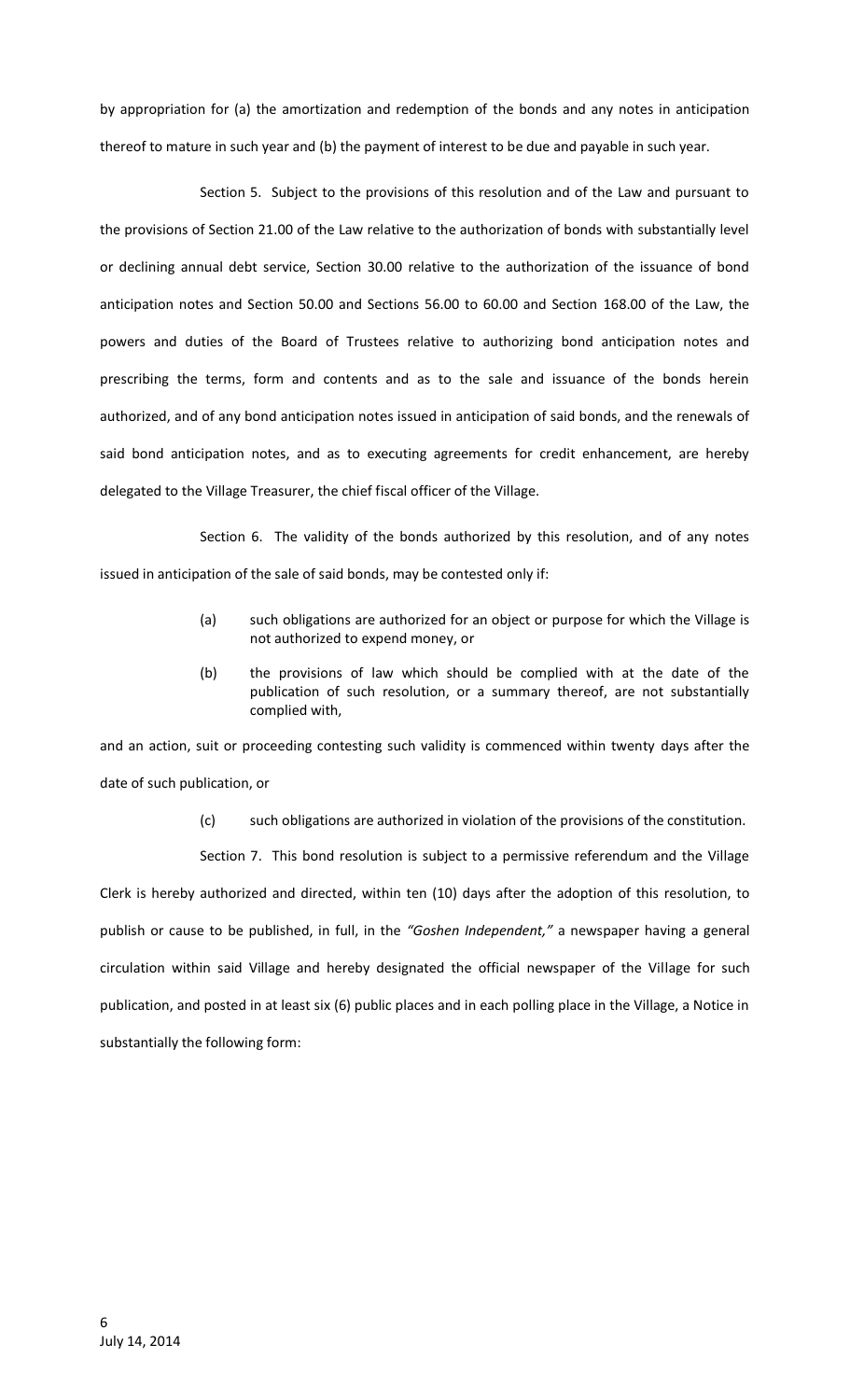by appropriation for (a) the amortization and redemption of the bonds and any notes in anticipation thereof to mature in such year and (b) the payment of interest to be due and payable in such year.

Section 5. Subject to the provisions of this resolution and of the Law and pursuant to the provisions of Section 21.00 of the Law relative to the authorization of bonds with substantially level or declining annual debt service, Section 30.00 relative to the authorization of the issuance of bond anticipation notes and Section 50.00 and Sections 56.00 to 60.00 and Section 168.00 of the Law, the powers and duties of the Board of Trustees relative to authorizing bond anticipation notes and prescribing the terms, form and contents and as to the sale and issuance of the bonds herein authorized, and of any bond anticipation notes issued in anticipation of said bonds, and the renewals of said bond anticipation notes, and as to executing agreements for credit enhancement, are hereby delegated to the Village Treasurer, the chief fiscal officer of the Village.

Section 6. The validity of the bonds authorized by this resolution, and of any notes issued in anticipation of the sale of said bonds, may be contested only if:

(a) such obligations are authorized for an object or purpose for which the Village is not authorized to expend money, or

(b) the provisions of law which should be complied with at the date of the publication of such resolution, or a summary thereof, are not substantially complied with,

and an action, suit or proceeding contesting such validity is commenced within twenty days after the date of such publication, or

(c) such obligations are authorized in violation of the provisions of the constitution.

Section 7. This bond resolution is subject to a permissive referendum and the Village Clerk is hereby authorized and directed, within ten (10) days after the adoption of this resolution, to publish or cause to be published, in full, in the *"Goshen Independent,"* a newspaper having a general circulation within said Village and hereby designated the official newspaper of the Village for such publication, and posted in at least six (6) public places and in each polling place in the Village, a Notice in substantially the following form: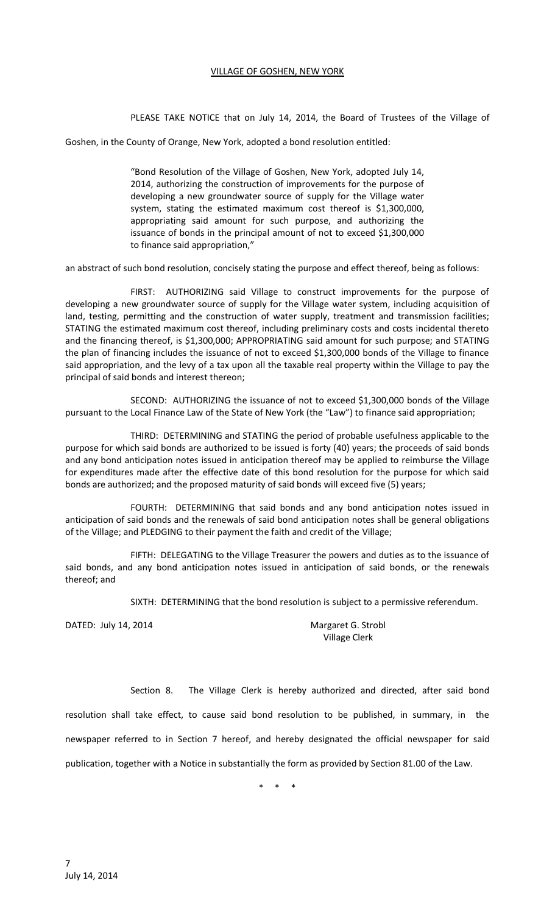VILLAGE OF GOSHEN, NEW YORK

PLEASE TAKE NOTICE that on July 14, 2014, the Board of Trustees of the Village of Goshen, in the County of Orange, New York, adopted a bond resolution entitled:

> "Bond Resolution of the Village of Goshen, New York, adopted July 14, 2014, authorizing the construction of improvements for the purpose of developing a new groundwater source of supply for the Village water system, stating the estimated maximum cost thereof is $1,300,000, appropriating said amount for such purpose, and authorizing the issuance of bonds in the principal amount of not to exceed $1,300,000 to finance said appropriation,"

an abstract of such bond resolution, concisely stating the purpose and effect thereof, being as follows:

FIRST: AUTHORIZING said Village to construct improvements for the purpose of developing a new groundwater source of supply for the Village water system, including acquisition of land, testing, permitting and the construction of water supply, treatment and transmission facilities; STATING the estimated maximum cost thereof, including preliminary costs and costs incidental thereto and the financing thereof, is $1,300,000; APPROPRIATING said amount for such purpose; and STATING the plan of financing includes the issuance of not to exceed $1,300,000 bonds of the Village to finance said appropriation, and the levy of a tax upon all the taxable real property within the Village to pay the principal of said bonds and interest thereon;

SECOND: AUTHORIZING the issuance of not to exceed $1,300,000 bonds of the Village pursuant to the Local Finance Law of the State of New York (the "Law") to finance said appropriation;

THIRD: DETERMINING and STATING the period of probable usefulness applicable to the purpose for which said bonds are authorized to be issued is forty (40) years; the proceeds of said bonds and any bond anticipation notes issued in anticipation thereof may be applied to reimburse the Village for expenditures made after the effective date of this bond resolution for the purpose for which said bonds are authorized; and the proposed maturity of said bonds will exceed five (5) years;

FOURTH: DETERMINING that said bonds and any bond anticipation notes issued in anticipation of said bonds and the renewals of said bond anticipation notes shall be general obligations of the Village; and PLEDGING to their payment the faith and credit of the Village;

FIFTH: DELEGATING to the Village Treasurer the powers and duties as to the issuance of said bonds, and any bond anticipation notes issued in anticipation of said bonds, or the renewals thereof; and

SIXTH: DETERMINING that the bond resolution is subject to a permissive referendum.

DATED: July 14, 2014

Margaret G. Strobl
Village Clerk

Section 8. The Village Clerk is hereby authorized and directed, after said bond resolution shall take effect, to cause said bond resolution to be published, in summary, in the newspaper referred to in Section 7 hereof, and hereby designated the official newspaper for said publication, together with a Notice in substantially the form as provided by Section 81.00 of the Law.

\* \* \*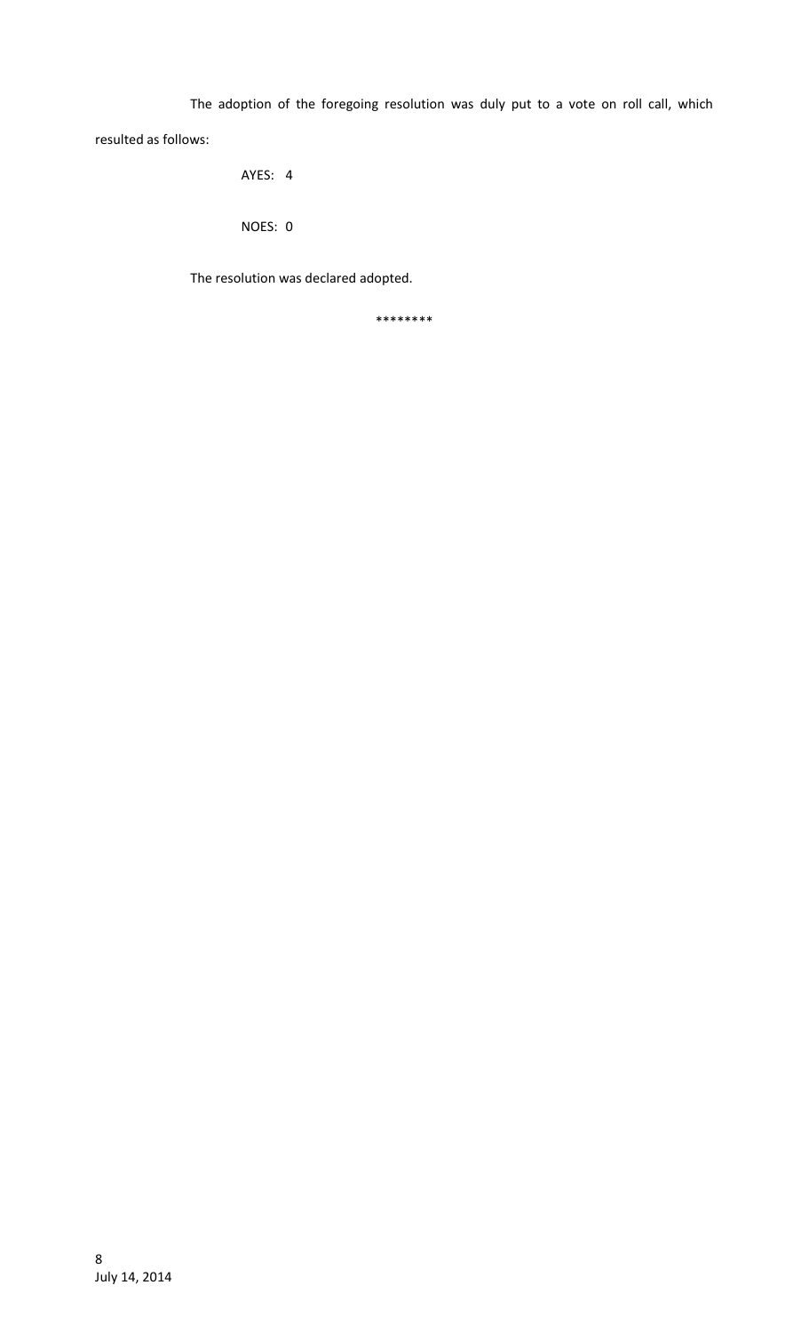The adoption of the foregoing resolution was duly put to a vote on roll call, which resulted as follows:

AYES: 4

NOES: 0

The resolution was declared adopted.

********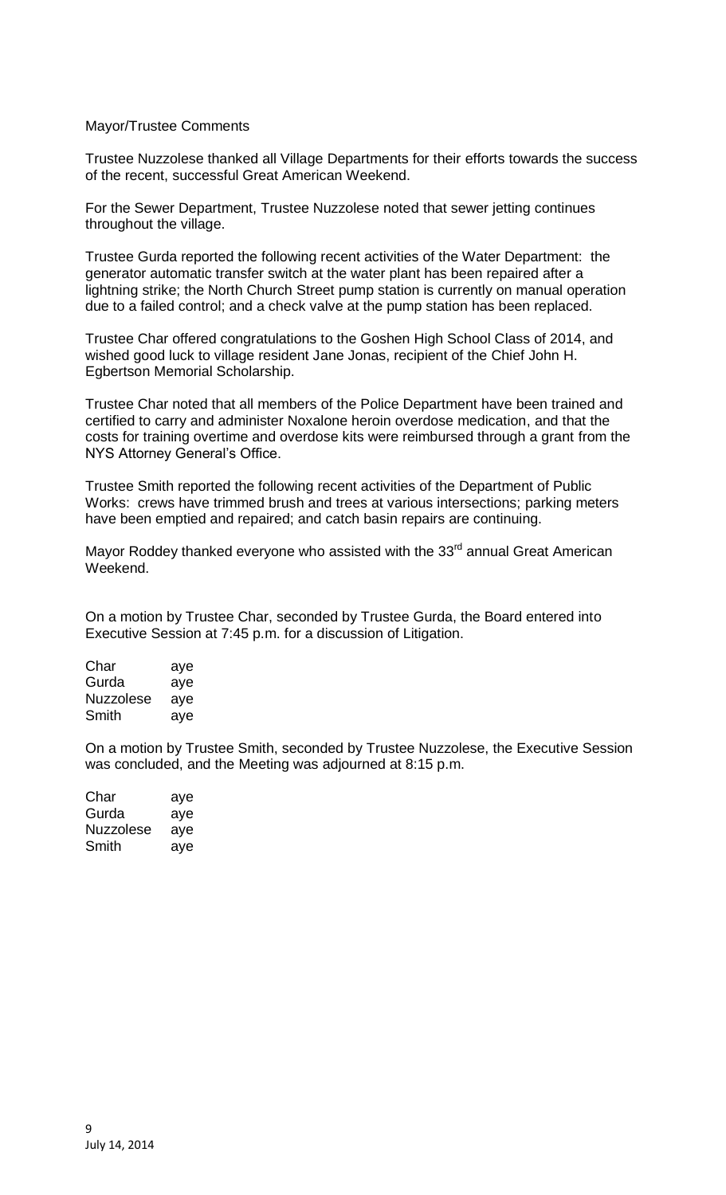Mayor/Trustee Comments

Trustee Nuzzolese thanked all Village Departments for their efforts towards the success of the recent, successful Great American Weekend.

For the Sewer Department, Trustee Nuzzolese noted that sewer jetting continues throughout the village.

Trustee Gurda reported the following recent activities of the Water Department: the generator automatic transfer switch at the water plant has been repaired after a lightning strike; the North Church Street pump station is currently on manual operation due to a failed control; and a check valve at the pump station has been replaced.

Trustee Char offered congratulations to the Goshen High School Class of 2014, and wished good luck to village resident Jane Jonas, recipient of the Chief John H. Egbertson Memorial Scholarship.

Trustee Char noted that all members of the Police Department have been trained and certified to carry and administer Noxalone heroin overdose medication, and that the costs for training overtime and overdose kits were reimbursed through a grant from the NYS Attorney General's Office.

Trustee Smith reported the following recent activities of the Department of Public Works: crews have trimmed brush and trees at various intersections; parking meters have been emptied and repaired; and catch basin repairs are continuing.

Mayor Roddey thanked everyone who assisted with the 33rd annual Great American Weekend.

On a motion by Trustee Char, seconded by Trustee Gurda, the Board entered into Executive Session at 7:45 p.m. for a discussion of Litigation.

| | |
|---|---|
| Char | aye |
| Gurda | aye |
| Nuzzolese | aye |
| Smith | aye |

On a motion by Trustee Smith, seconded by Trustee Nuzzolese, the Executive Session was concluded, and the Meeting was adjourned at 8:15 p.m.

| | |
|---|---|
| Char | aye |
| Gurda | aye |
| Nuzzolese | aye |
| Smith | aye |